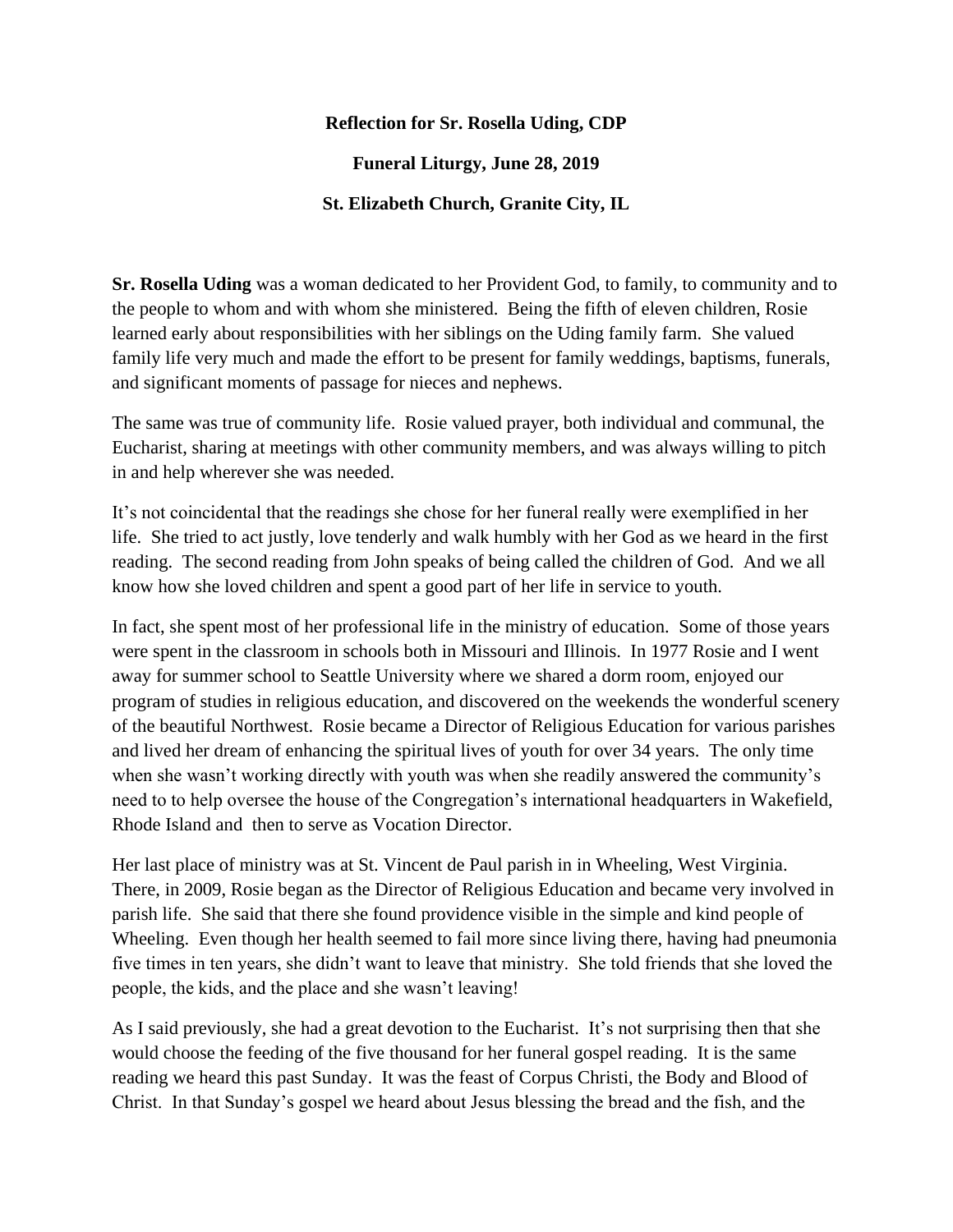**Reflection for Sr. Rosella Uding, CDP**

**Funeral Liturgy, June 28, 2019**

**St. Elizabeth Church, Granite City, IL**

**Sr. Rosella Uding** was a woman dedicated to her Provident God, to family, to community and to the people to whom and with whom she ministered. Being the fifth of eleven children, Rosie learned early about responsibilities with her siblings on the Uding family farm. She valued family life very much and made the effort to be present for family weddings, baptisms, funerals, and significant moments of passage for nieces and nephews.

The same was true of community life. Rosie valued prayer, both individual and communal, the Eucharist, sharing at meetings with other community members, and was always willing to pitch in and help wherever she was needed.

It's not coincidental that the readings she chose for her funeral really were exemplified in her life. She tried to act justly, love tenderly and walk humbly with her God as we heard in the first reading. The second reading from John speaks of being called the children of God. And we all know how she loved children and spent a good part of her life in service to youth.

In fact, she spent most of her professional life in the ministry of education. Some of those years were spent in the classroom in schools both in Missouri and Illinois. In 1977 Rosie and I went away for summer school to Seattle University where we shared a dorm room, enjoyed our program of studies in religious education, and discovered on the weekends the wonderful scenery of the beautiful Northwest. Rosie became a Director of Religious Education for various parishes and lived her dream of enhancing the spiritual lives of youth for over 34 years. The only time when she wasn't working directly with youth was when she readily answered the community's need to to help oversee the house of the Congregation's international headquarters in Wakefield, Rhode Island and then to serve as Vocation Director.

Her last place of ministry was at St. Vincent de Paul parish in in Wheeling, West Virginia. There, in 2009, Rosie began as the Director of Religious Education and became very involved in parish life. She said that there she found providence visible in the simple and kind people of Wheeling. Even though her health seemed to fail more since living there, having had pneumonia five times in ten years, she didn't want to leave that ministry. She told friends that she loved the people, the kids, and the place and she wasn't leaving!

As I said previously, she had a great devotion to the Eucharist. It's not surprising then that she would choose the feeding of the five thousand for her funeral gospel reading. It is the same reading we heard this past Sunday. It was the feast of Corpus Christi, the Body and Blood of Christ. In that Sunday's gospel we heard about Jesus blessing the bread and the fish, and the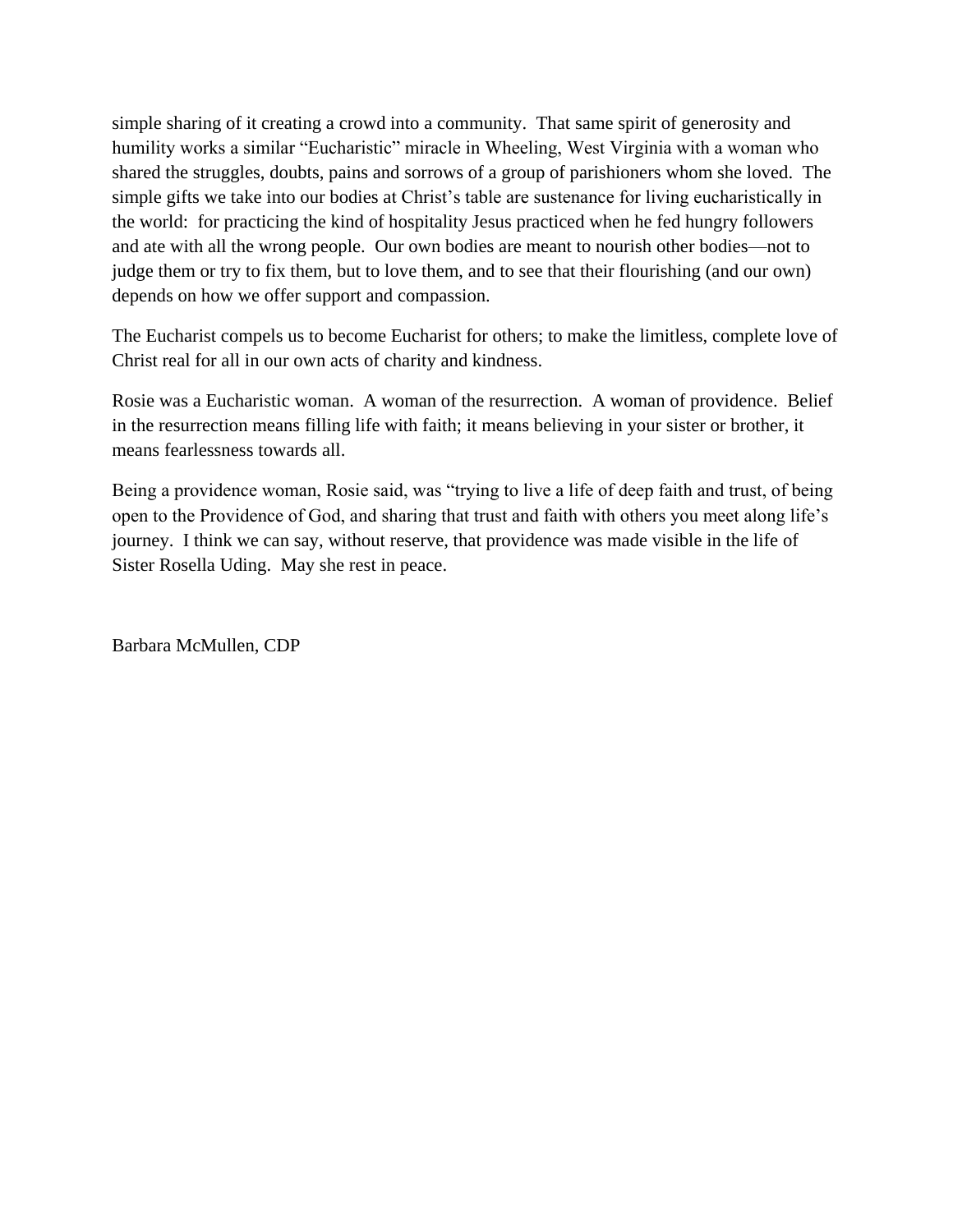simple sharing of it creating a crowd into a community. That same spirit of generosity and humility works a similar "Eucharistic" miracle in Wheeling, West Virginia with a woman who shared the struggles, doubts, pains and sorrows of a group of parishioners whom she loved. The simple gifts we take into our bodies at Christ's table are sustenance for living eucharistically in the world: for practicing the kind of hospitality Jesus practiced when he fed hungry followers and ate with all the wrong people. Our own bodies are meant to nourish other bodies—not to judge them or try to fix them, but to love them, and to see that their flourishing (and our own) depends on how we offer support and compassion.

The Eucharist compels us to become Eucharist for others; to make the limitless, complete love of Christ real for all in our own acts of charity and kindness.

Rosie was a Eucharistic woman. A woman of the resurrection. A woman of providence. Belief in the resurrection means filling life with faith; it means believing in your sister or brother, it means fearlessness towards all.

Being a providence woman, Rosie said, was "trying to live a life of deep faith and trust, of being open to the Providence of God, and sharing that trust and faith with others you meet along life's journey. I think we can say, without reserve, that providence was made visible in the life of Sister Rosella Uding. May she rest in peace.

Barbara McMullen, CDP